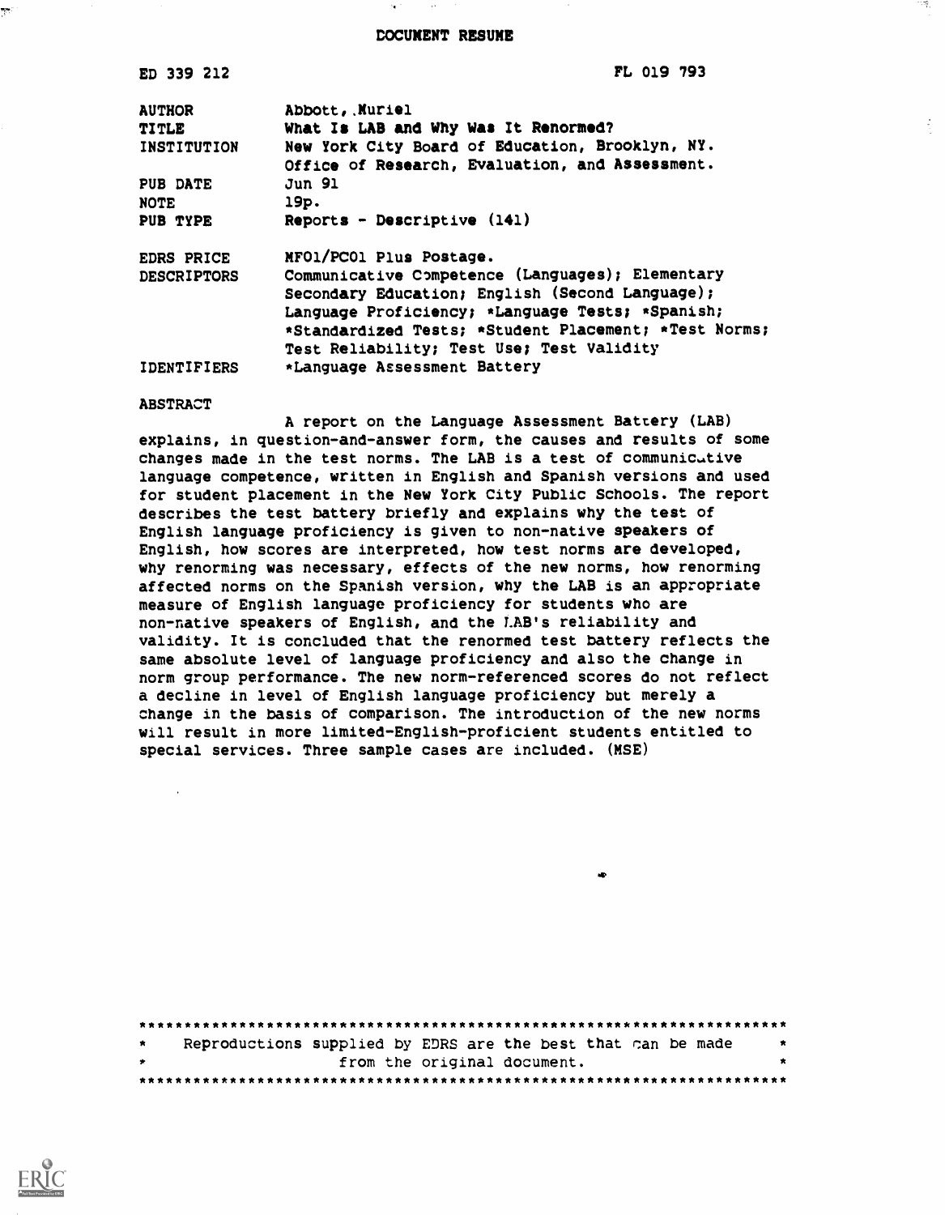# DOCUMENT RESUME

ED 339 212 FL 019 793

| | |
|---|---|
| AUTHOR | Abbott, Muriel |
| TITLE | What Is LAB and Why Was It Renormed? |
| INSTITUTION | New York City Board of Education, Brooklyn, NY. Office of Research, Evaluation, and Assessment. |
| PUB DATE | Jun 91 |
| NOTE | 19p. |
| PUB TYPE | Reports - Descriptive (141) |
| EDRS PRICE | MF01/PC01 Plus Postage. |
| DESCRIPTORS | Communicative Competence (Languages); Elementary Secondary Education; English (Second Language); Language Proficiency; *Language Tests; *Spanish; *Standardized Tests; *Student Placement; *Test Norms; Test Reliability; Test Use; Test Validity |
| IDENTIFIERS | *Language Assessment Battery |

## ABSTRACT

A report on the Language Assessment Battery (LAB) explains, in question-and-answer form, the causes and results of some changes made in the test norms. The LAB is a test of communicative language competence, written in English and Spanish versions and used for student placement in the New York City Public Schools. The report describes the test battery briefly and explains why the test of English language proficiency is given to non-native speakers of English, how scores are interpreted, how test norms are developed, why renorming was necessary, effects of the new norms, how renorming affected norms on the Spanish version, why the LAB is an appropriate measure of English language proficiency for students who are non-native speakers of English, and the LAB's reliability and validity. It is concluded that the renormed test battery reflects the same absolute level of language proficiency and also the change in norm group performance. The new norm-referenced scores do not reflect a decline in level of English language proficiency but merely a change in the basis of comparison. The introduction of the new norms will result in more limited-English-proficient students entitled to special services. Three sample cases are included. (MSE)

***********************************************************************
* Reproductions supplied by EDRS are the best that can be made *
* from the original document. *
***********************************************************************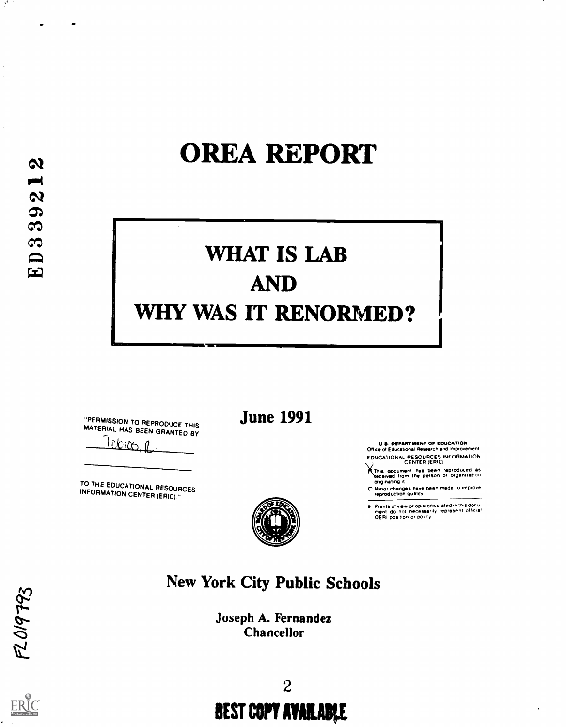# OREA REPORT

# WHAT IS LAB AND WHY WAS IT RENORMED?

"PERMISSION TO REPRODUCE THIS MATERIAL HAS BEEN GRANTED BY

Tobias, R.

TO THE EDUCATIONAL RESOURCES INFORMATION CENTER (ERIC)."

## June 1991

U.S. DEPARTMENT OF EDUCATION
Office of Educational Research and Improvement
EDUCATIONAL RESOURCES INFORMATION CENTER (ERIC)

- This document has been reproduced as received from the person or organization originating it
- Minor changes have been made to improve reproduction quality
- Points of view or opinions stated in this document do not necessarily represent official OERI position or policy

## New York City Public Schools

**Joseph A. Fernandez**
**Chancellor**

BEST COPY AVAILABLE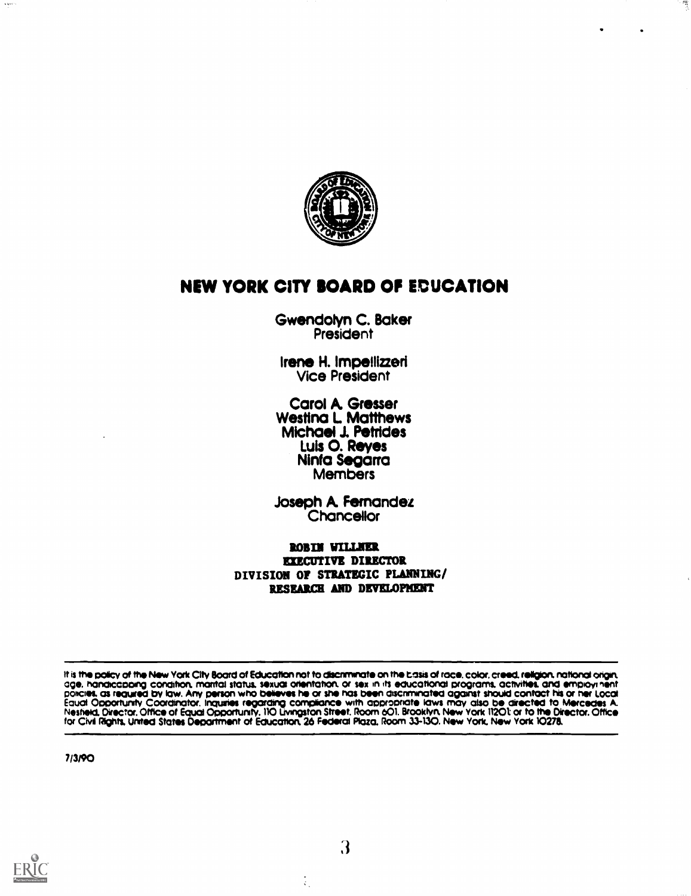# NEW YORK CITY BOARD OF EDUCATION

Gwendolyn C. Baker
President

Irene H. Impellizzeri
Vice President

Carol A. Gresser
Westina L. Matthews
Michael J. Petrides
Luis O. Reyes
Ninfa Segarra
Members

Joseph A. Fernandez
Chancellor

**ROBIN WILLNER**
**EXECUTIVE DIRECTOR**
**DIVISION OF STRATEGIC PLANNING/**
**RESEARCH AND DEVELOPMENT**

---

It is the policy of the New York City Board of Education not to discriminate on the basis of race, color, creed, religion, national origin, age, handicapping condition, marital status, sexual orientation, or sex in its educational programs, activities, and employment policies, as required by law. Any person who believes he or she has been discriminated against should contact his or her Local Equal Opportunity Coordinator. Inquiries regarding compliance with appropriate laws may also be directed to Mercedes A. Nesfield, Director, Office of Equal Opportunity, 110 Livingston Street, Room 601, Brooklyn, New York 11201; or to the Director, Office for Civil Rights, United States Department of Education, 26 Federal Plaza, Room 33-130, New York, New York 10278.

---

7/3/90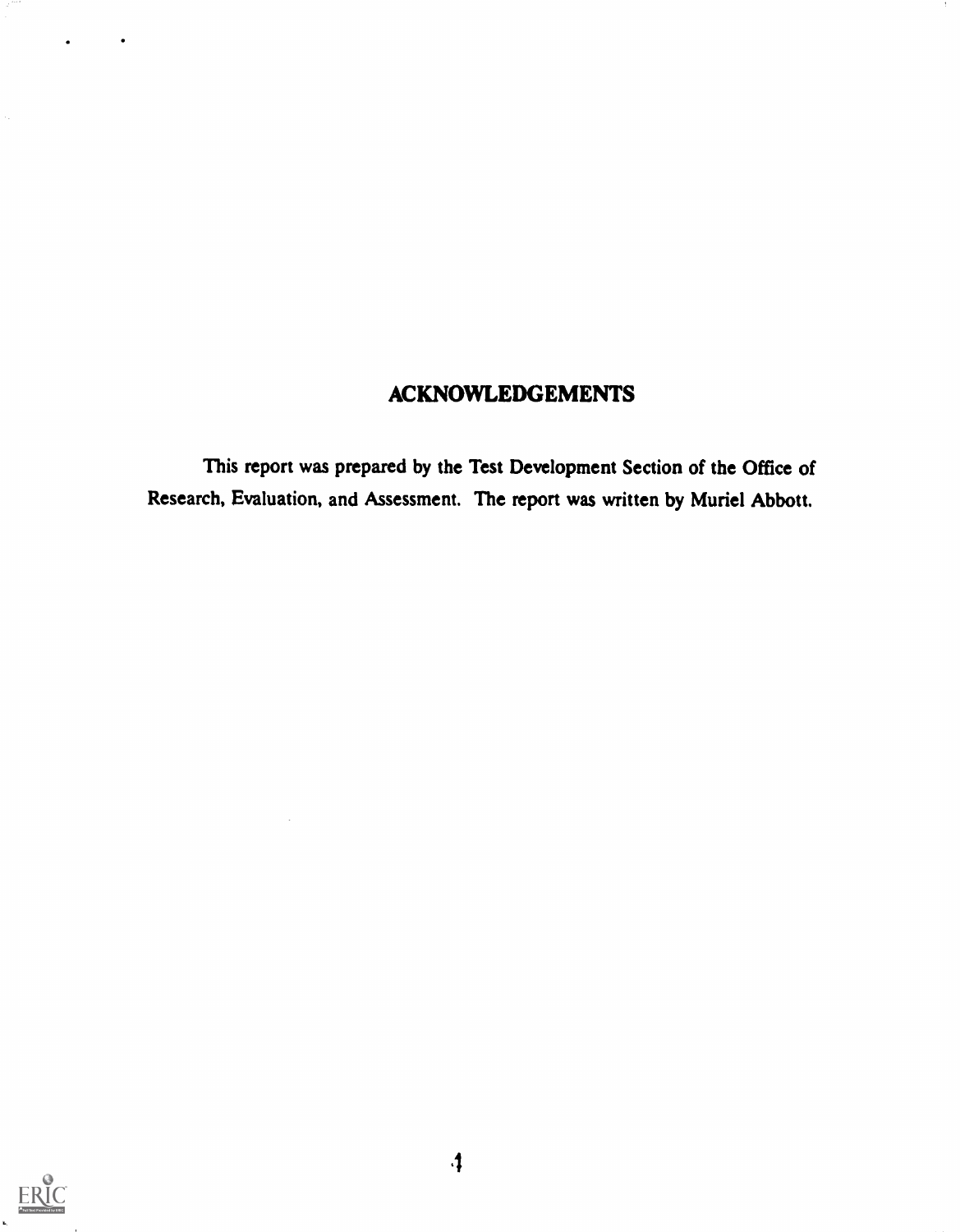## ACKNOWLEDGEMENTS

This report was prepared by the Test Development Section of the Office of Research, Evaluation, and Assessment. The report was written by Muriel Abbott.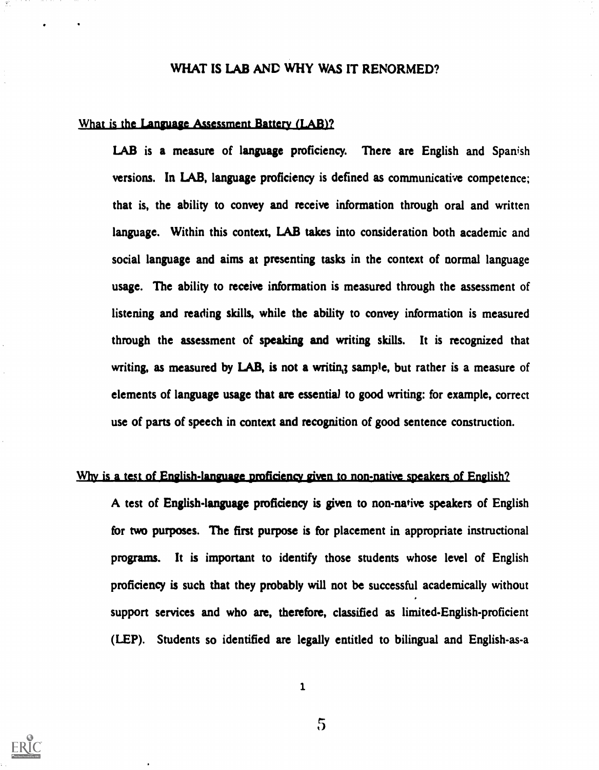# WHAT IS LAB AND WHY WAS IT RENORMED?

## What is the Language Assessment Battery (LAB)?

LAB is a measure of language proficiency. There are English and Spanish versions. In LAB, language proficiency is defined as communicative competence; that is, the ability to convey and receive information through oral and written language. Within this context, LAB takes into consideration both academic and social language and aims at presenting tasks in the context of normal language usage. The ability to receive information is measured through the assessment of listening and reading skills, while the ability to convey information is measured through the assessment of speaking and writing skills. It is recognized that writing, as measured by LAB, is not a writing sample, but rather is a measure of elements of language usage that are essential to good writing: for example, correct use of parts of speech in context and recognition of good sentence construction.

## Why is a test of English-language proficiency given to non-native speakers of English?

A test of English-language proficiency is given to non-native speakers of English for two purposes. The first purpose is for placement in appropriate instructional programs. It is important to identify those students whose level of English proficiency is such that they probably will not be successful academically without support services and who are, therefore, classified as limited-English-proficient (LEP). Students so identified are legally entitled to bilingual and English-as-a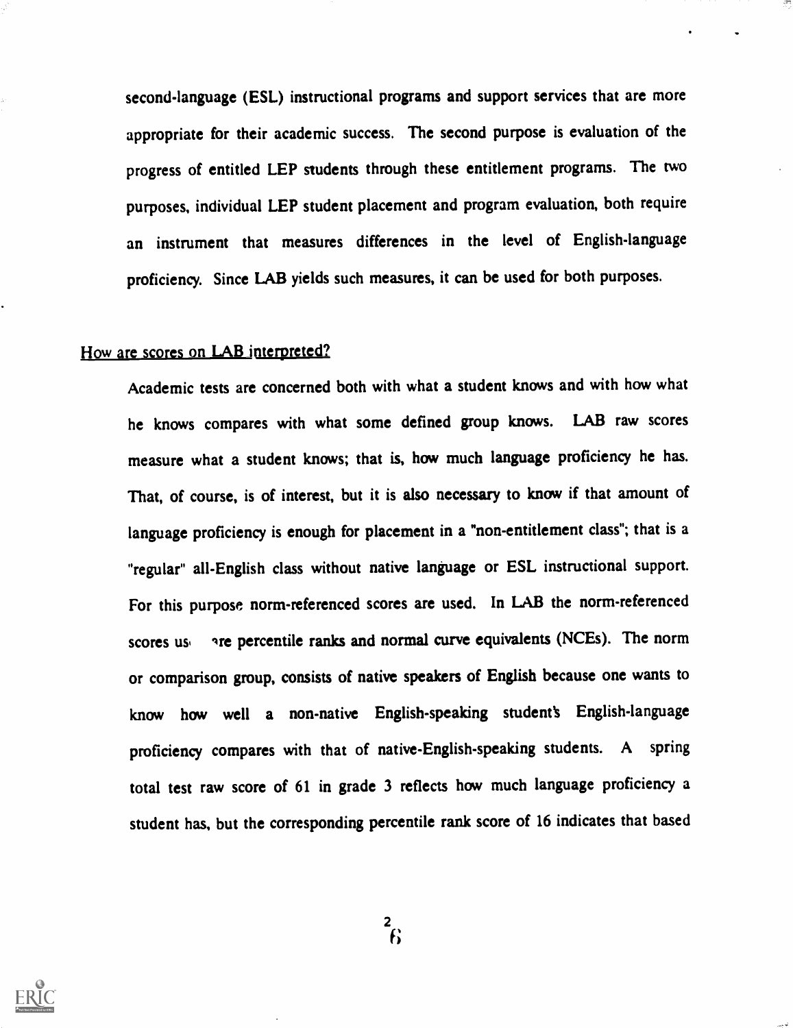second-language (ESL) instructional programs and support services that are more appropriate for their academic success. The second purpose is evaluation of the progress of entitled LEP students through these entitlement programs. The two purposes, individual LEP student placement and program evaluation, both require an instrument that measures differences in the level of English-language proficiency. Since LAB yields such measures, it can be used for both purposes.

## How are scores on LAB interpreted?

Academic tests are concerned both with what a student knows and with how what he knows compares with what some defined group knows. LAB raw scores measure what a student knows; that is, how much language proficiency he has. That, of course, is of interest, but it is also necessary to know if that amount of language proficiency is enough for placement in a "non-entitlement class"; that is a "regular" all-English class without native language or ESL instructional support. For this purpose norm-referenced scores are used. In LAB the norm-referenced scores used are percentile ranks and normal curve equivalents (NCEs). The norm or comparison group, consists of native speakers of English because one wants to know how well a non-native English-speaking student's English-language proficiency compares with that of native-English-speaking students. A spring total test raw score of 61 in grade 3 reflects how much language proficiency a student has, but the corresponding percentile rank score of 16 indicates that based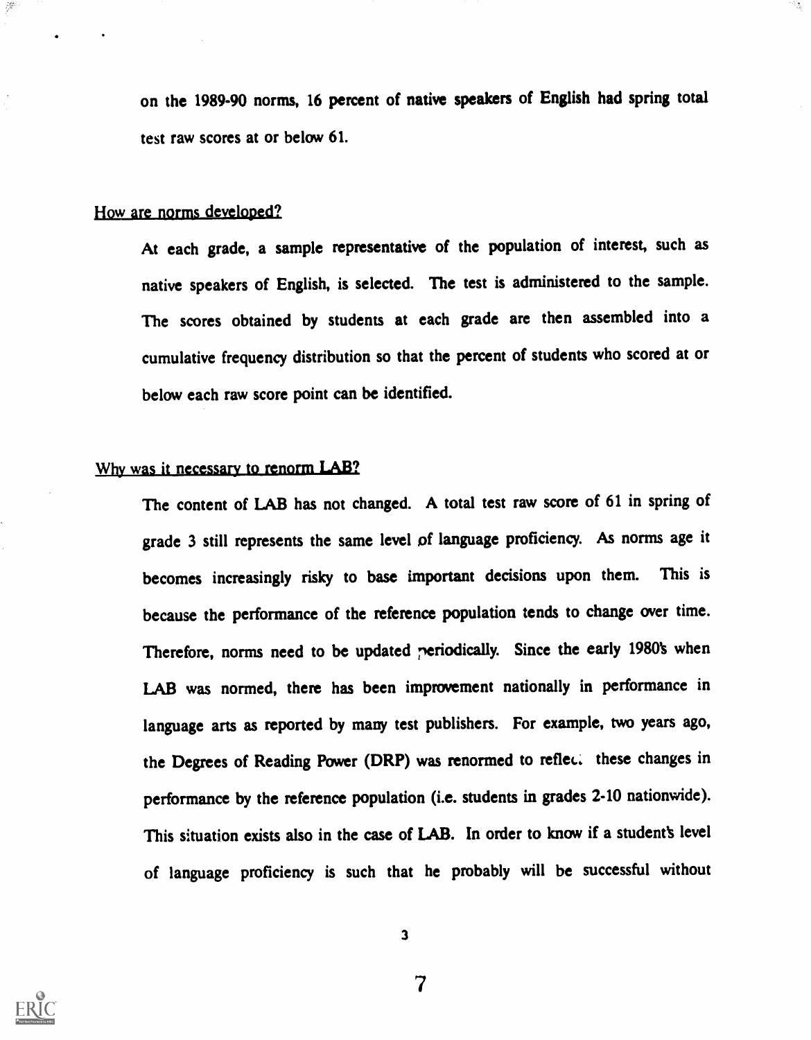on the 1989-90 norms, 16 percent of native speakers of English had spring total test raw scores at or below 61.

## How are norms developed?

At each grade, a sample representative of the population of interest, such as native speakers of English, is selected. The test is administered to the sample. The scores obtained by students at each grade are then assembled into a cumulative frequency distribution so that the percent of students who scored at or below each raw score point can be identified.

## Why was it necessary to renorm LAB?

The content of LAB has not changed. A total test raw score of 61 in spring of grade 3 still represents the same level of language proficiency. As norms age it becomes increasingly risky to base important decisions upon them. This is because the performance of the reference population tends to change over time. Therefore, norms need to be updated periodically. Since the early 1980's when LAB was normed, there has been improvement nationally in performance in language arts as reported by many test publishers. For example, two years ago, the Degrees of Reading Power (DRP) was renormed to reflect these changes in performance by the reference population (i.e. students in grades 2-10 nationwide). This situation exists also in the case of LAB. In order to know if a student's level of language proficiency is such that he probably will be successful without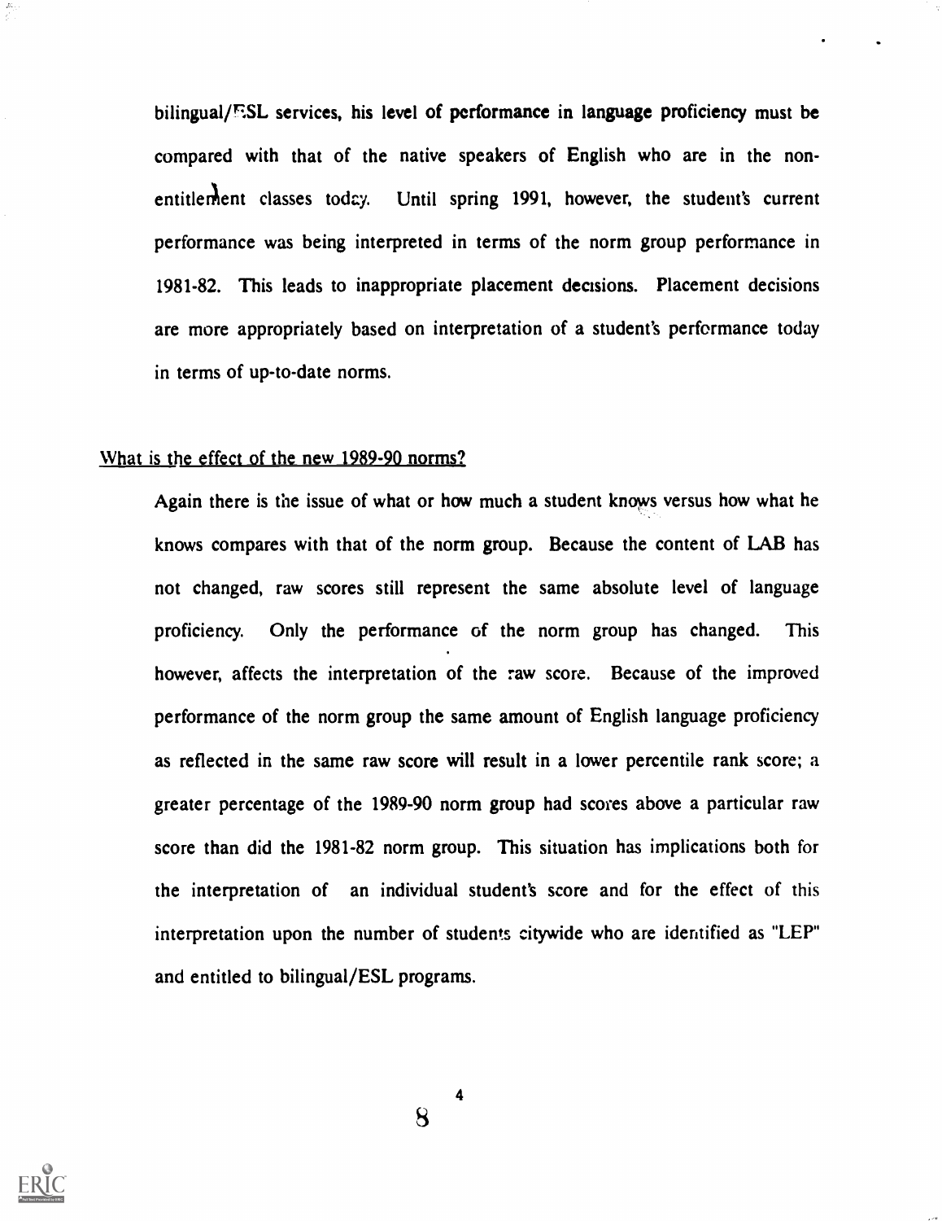bilingual/ESL services, his level of performance in language proficiency must be compared with that of the native speakers of English who are in the non-entitlement classes today. Until spring 1991, however, the student's current performance was being interpreted in terms of the norm group performance in 1981-82. This leads to inappropriate placement decisions. Placement decisions are more appropriately based on interpretation of a student's performance today in terms of up-to-date norms.

What is the effect of the new 1989-90 norms?

Again there is the issue of what or how much a student knows versus how what he knows compares with that of the norm group. Because the content of LAB has not changed, raw scores still represent the same absolute level of language proficiency. Only the performance of the norm group has changed. This however, affects the interpretation of the raw score. Because of the improved performance of the norm group the same amount of English language proficiency as reflected in the same raw score will result in a lower percentile rank score; a greater percentage of the 1989-90 norm group had scores above a particular raw score than did the 1981-82 norm group. This situation has implications both for the interpretation of an individual student's score and for the effect of this interpretation upon the number of students citywide who are identified as "LEP" and entitled to bilingual/ESL programs.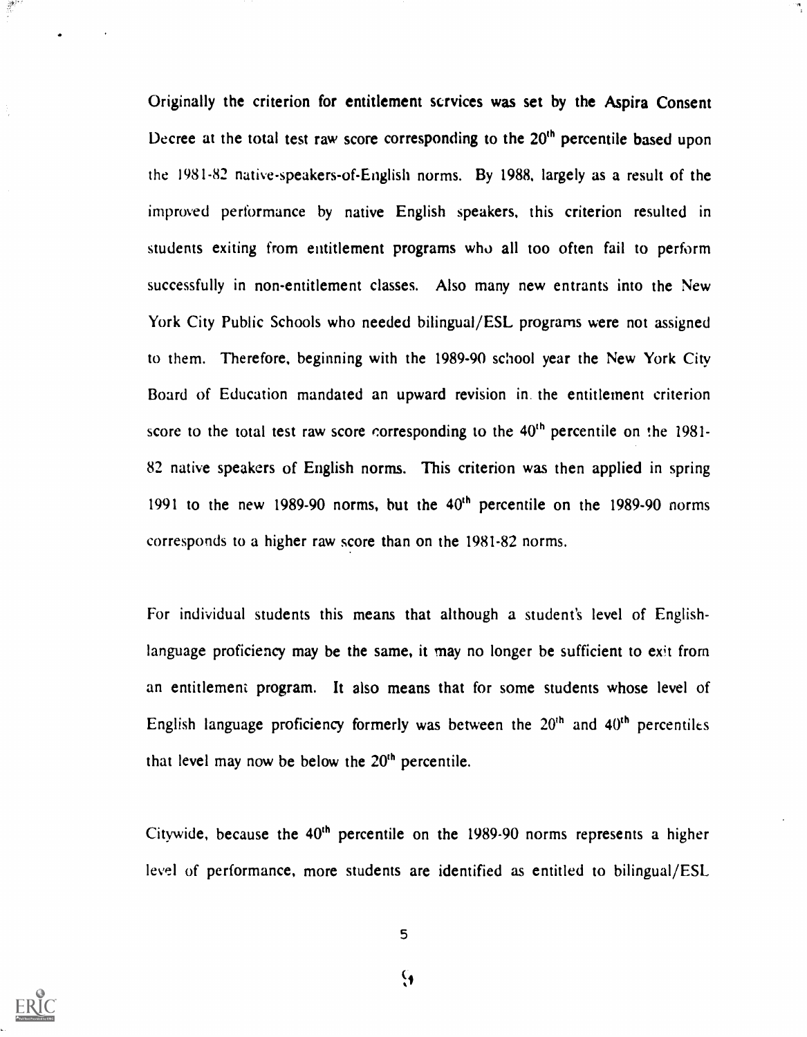Originally the criterion for entitlement services was set by the Aspira Consent Decree at the total test raw score corresponding to the 20th percentile based upon the 1981-82 native-speakers-of-English norms. By 1988, largely as a result of the improved performance by native English speakers, this criterion resulted in students exiting from entitlement programs who all too often fail to perform successfully in non-entitlement classes. Also many new entrants into the New York City Public Schools who needed bilingual/ESL programs were not assigned to them. Therefore, beginning with the 1989-90 school year the New York City Board of Education mandated an upward revision in the entitlement criterion score to the total test raw score corresponding to the 40th percentile on the 1981-82 native speakers of English norms. This criterion was then applied in spring 1991 to the new 1989-90 norms, but the 40th percentile on the 1989-90 norms corresponds to a higher raw score than on the 1981-82 norms.

For individual students this means that although a student's level of English-language proficiency may be the same, it may no longer be sufficient to exit from an entitlement program. It also means that for some students whose level of English language proficiency formerly was between the 20th and 40th percentiles that level may now be below the 20th percentile.

Citywide, because the 40th percentile on the 1989-90 norms represents a higher level of performance, more students are identified as entitled to bilingual/ESL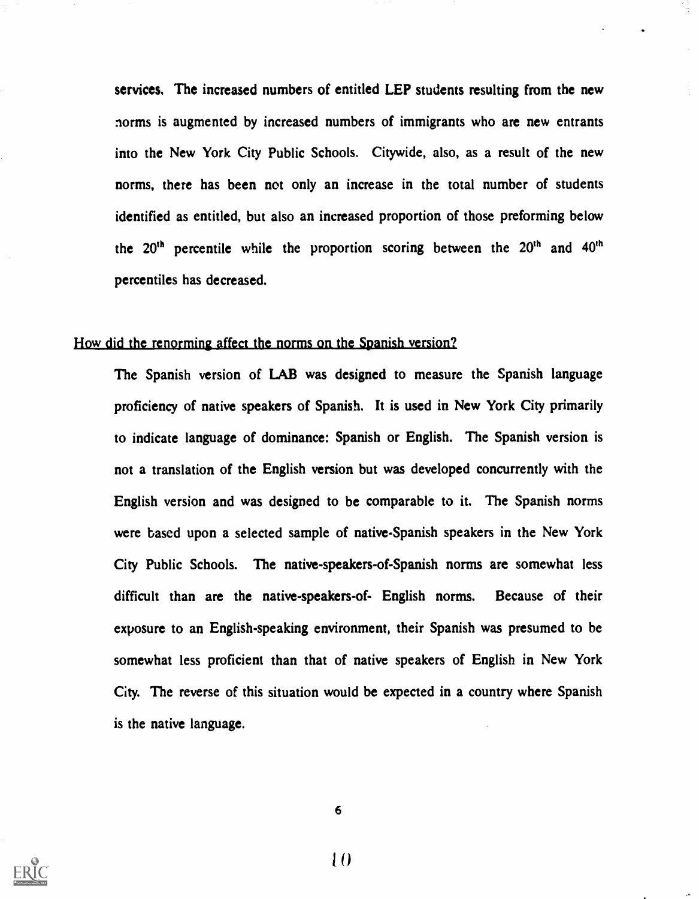services. The increased numbers of entitled LEP students resulting from the new norms is augmented by increased numbers of immigrants who are new entrants into the New York City Public Schools. Citywide, also, as a result of the new norms, there has been not only an increase in the total number of students identified as entitled, but also an increased proportion of those preforming below the 20th percentile while the proportion scoring between the 20th and 40th percentiles has decreased.

How did the renorming affect the norms on the Spanish version?

The Spanish version of LAB was designed to measure the Spanish language proficiency of native speakers of Spanish. It is used in New York City primarily to indicate language of dominance: Spanish or English. The Spanish version is not a translation of the English version but was developed concurrently with the English version and was designed to be comparable to it. The Spanish norms were based upon a selected sample of native-Spanish speakers in the New York City Public Schools. The native-speakers-of-Spanish norms are somewhat less difficult than are the native-speakers-of- English norms. Because of their exposure to an English-speaking environment, their Spanish was presumed to be somewhat less proficient than that of native speakers of English in New York City. The reverse of this situation would be expected in a country where Spanish is the native language.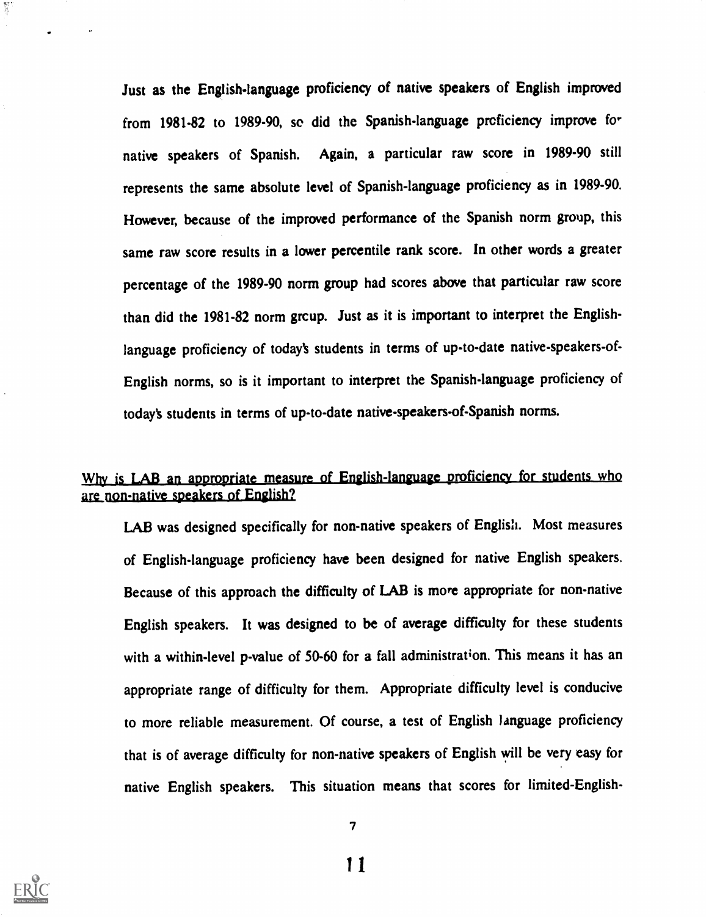Just as the English-language proficiency of native speakers of English improved from 1981-82 to 1989-90, so did the Spanish-language proficiency improve for native speakers of Spanish. Again, a particular raw score in 1989-90 still represents the same absolute level of Spanish-language proficiency as in 1989-90. However, because of the improved performance of the Spanish norm group, this same raw score results in a lower percentile rank score. In other words a greater percentage of the 1989-90 norm group had scores above that particular raw score than did the 1981-82 norm group. Just as it is important to interpret the English-language proficiency of today's students in terms of up-to-date native-speakers-of-English norms, so is it important to interpret the Spanish-language proficiency of today's students in terms of up-to-date native-speakers-of-Spanish norms.

## Why is LAB an appropriate measure of English-language proficiency for students who are non-native speakers of English?

LAB was designed specifically for non-native speakers of English. Most measures of English-language proficiency have been designed for native English speakers. Because of this approach the difficulty of LAB is more appropriate for non-native English speakers. It was designed to be of average difficulty for these students with a within-level p-value of 50-60 for a fall administration. This means it has an appropriate range of difficulty for them. Appropriate difficulty level is conducive to more reliable measurement. Of course, a test of English language proficiency that is of average difficulty for non-native speakers of English will be very easy for native English speakers. This situation means that scores for limited-English-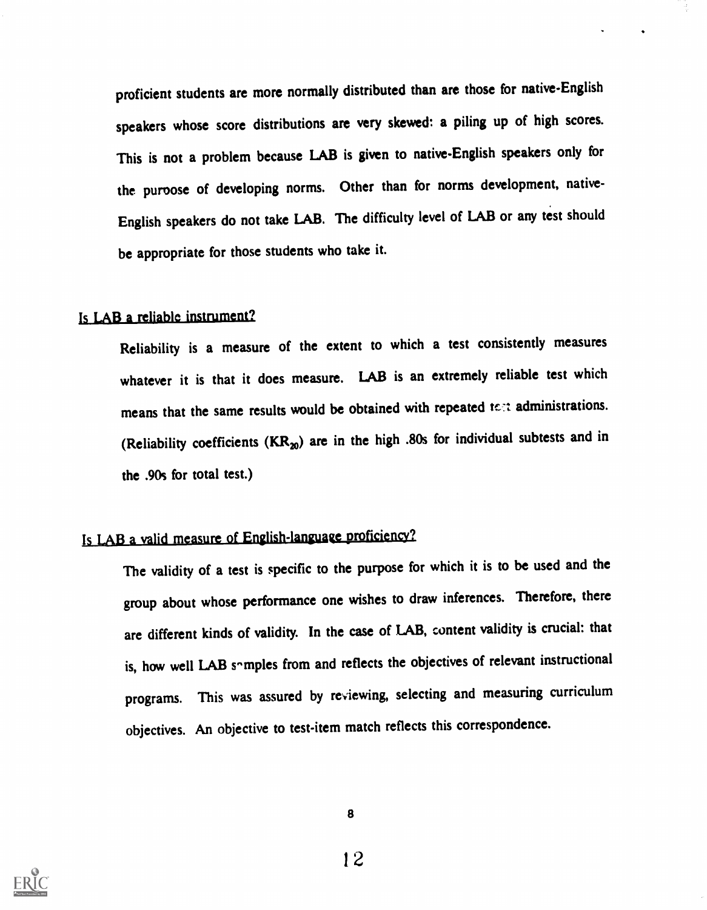proficient students are more normally distributed than are those for native-English speakers whose score distributions are very skewed: a piling up of high scores. This is not a problem because LAB is given to native-English speakers only for the purpose of developing norms. Other than for norms development, native-English speakers do not take LAB. The difficulty level of LAB or any test should be appropriate for those students who take it.

## Is LAB a reliable instrument?

Reliability is a measure of the extent to which a test consistently measures whatever it is that it does measure. LAB is an extremely reliable test which means that the same results would be obtained with repeated test administrations. (Reliability coefficients ($KR_{20}$) are in the high .80s for individual subtests and in the .90s for total test.)

## Is LAB a valid measure of English-language proficiency?

The validity of a test is specific to the purpose for which it is to be used and the group about whose performance one wishes to draw inferences. Therefore, there are different kinds of validity. In the case of LAB, content validity is crucial: that is, how well LAB samples from and reflects the objectives of relevant instructional programs. This was assured by reviewing, selecting and measuring curriculum objectives. An objective to test-item match reflects this correspondence.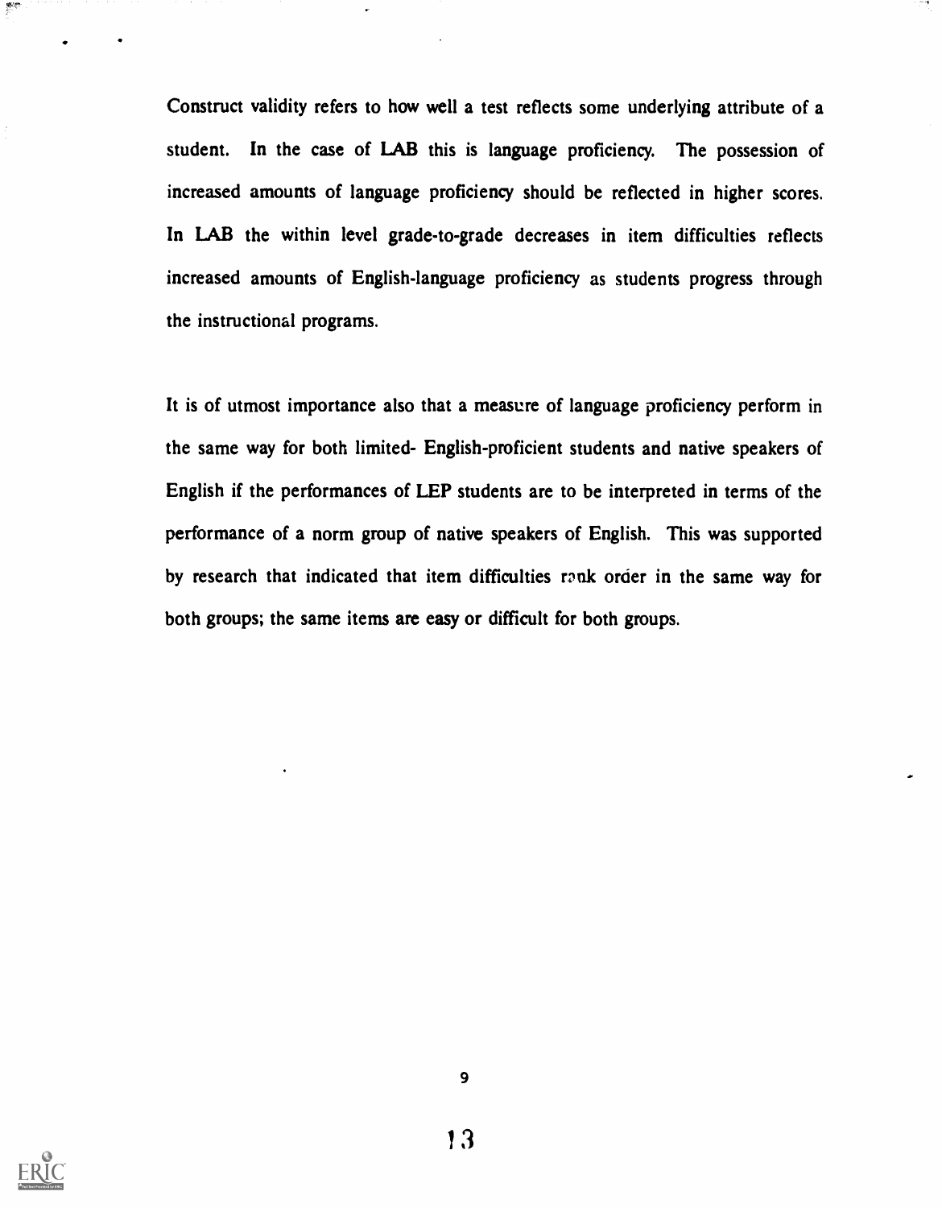Construct validity refers to how well a test reflects some underlying attribute of a student. In the case of LAB this is language proficiency. The possession of increased amounts of language proficiency should be reflected in higher scores. In LAB the within level grade-to-grade decreases in item difficulties reflects increased amounts of English-language proficiency as students progress through the instructional programs.

It is of utmost importance also that a measure of language proficiency perform in the same way for both limited- English-proficient students and native speakers of English if the performances of LEP students are to be interpreted in terms of the performance of a norm group of native speakers of English. This was supported by research that indicated that item difficulties rank order in the same way for both groups; the same items are easy or difficult for both groups.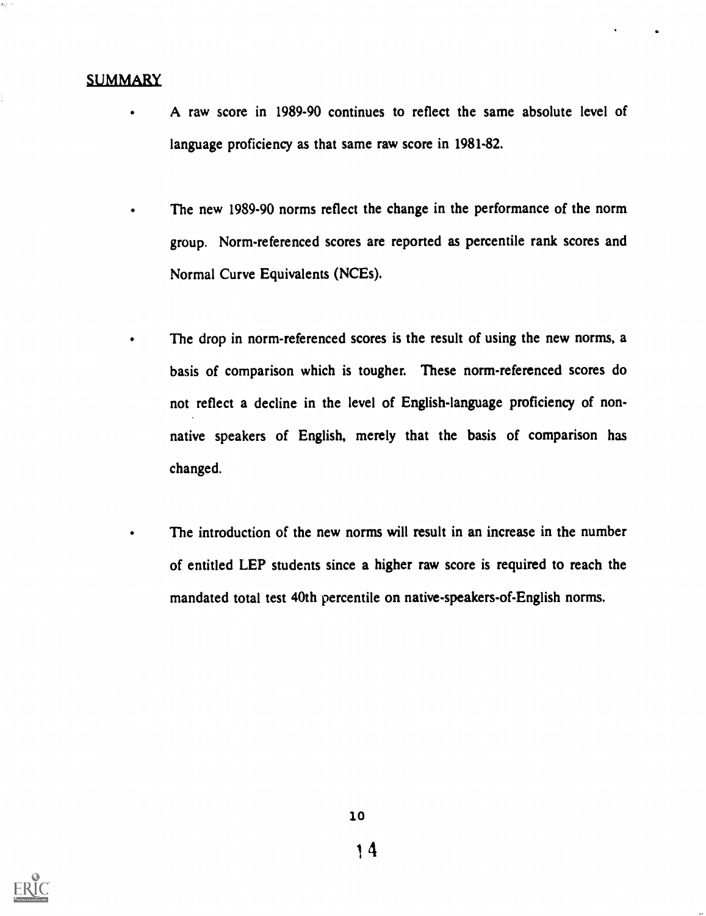## SUMMARY

- A raw score in 1989-90 continues to reflect the same absolute level of language proficiency as that same raw score in 1981-82.

- The new 1989-90 norms reflect the change in the performance of the norm group. Norm-referenced scores are reported as percentile rank scores and Normal Curve Equivalents (NCEs).

- The drop in norm-referenced scores is the result of using the new norms, a basis of comparison which is tougher. These norm-referenced scores do not reflect a decline in the level of English-language proficiency of non-native speakers of English, merely that the basis of comparison has changed.

- The introduction of the new norms will result in an increase in the number of entitled LEP students since a higher raw score is required to reach the mandated total test 40th percentile on native-speakers-of-English norms.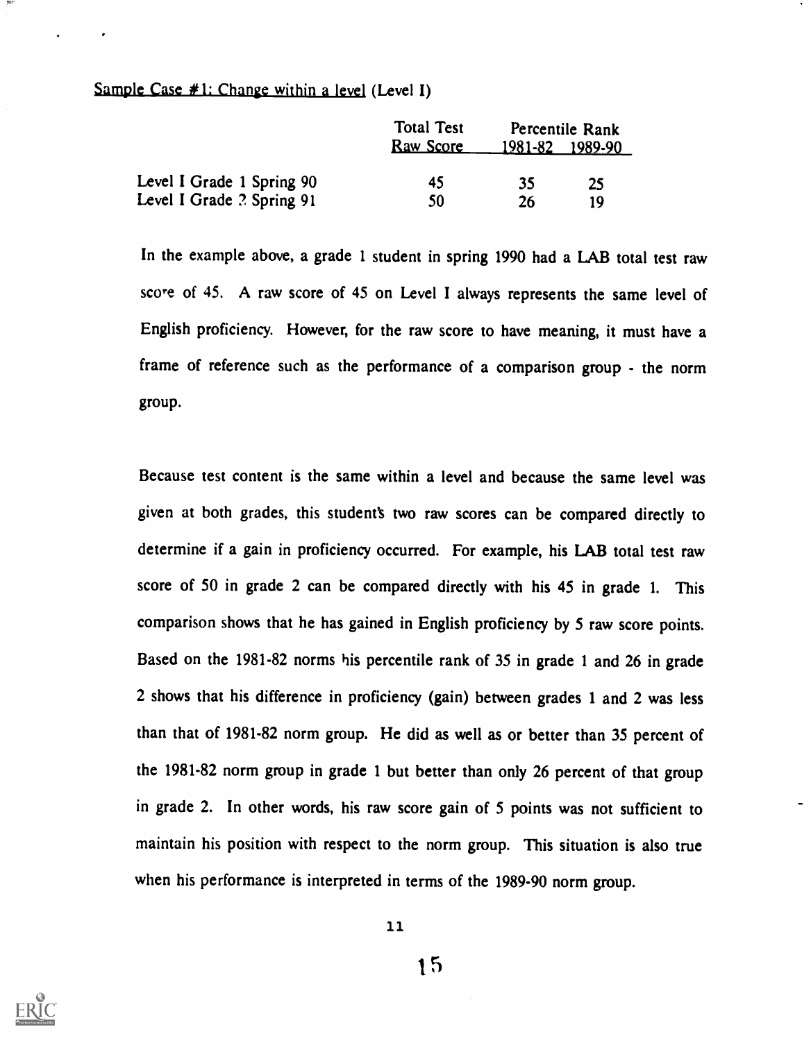Sample Case #1: Change within a level (Level I)

| | Total Test Raw Score | Percentile Rank 1981-82 | 1989-90 |
|---|---|---|---|
| Level I Grade 1 Spring 90 | 45 | 35 | 25 |
| Level I Grade 2 Spring 91 | 50 | 26 | 19 |

In the example above, a grade 1 student in spring 1990 had a LAB total test raw score of 45. A raw score of 45 on Level I always represents the same level of English proficiency. However, for the raw score to have meaning, it must have a frame of reference such as the performance of a comparison group - the norm group.

Because test content is the same within a level and because the same level was given at both grades, this student's two raw scores can be compared directly to determine if a gain in proficiency occurred. For example, his LAB total test raw score of 50 in grade 2 can be compared directly with his 45 in grade 1. This comparison shows that he has gained in English proficiency by 5 raw score points. Based on the 1981-82 norms his percentile rank of 35 in grade 1 and 26 in grade 2 shows that his difference in proficiency (gain) between grades 1 and 2 was less than that of 1981-82 norm group. He did as well as or better than 35 percent of the 1981-82 norm group in grade 1 but better than only 26 percent of that group in grade 2. In other words, his raw score gain of 5 points was not sufficient to maintain his position with respect to the norm group. This situation is also true when his performance is interpreted in terms of the 1989-90 norm group.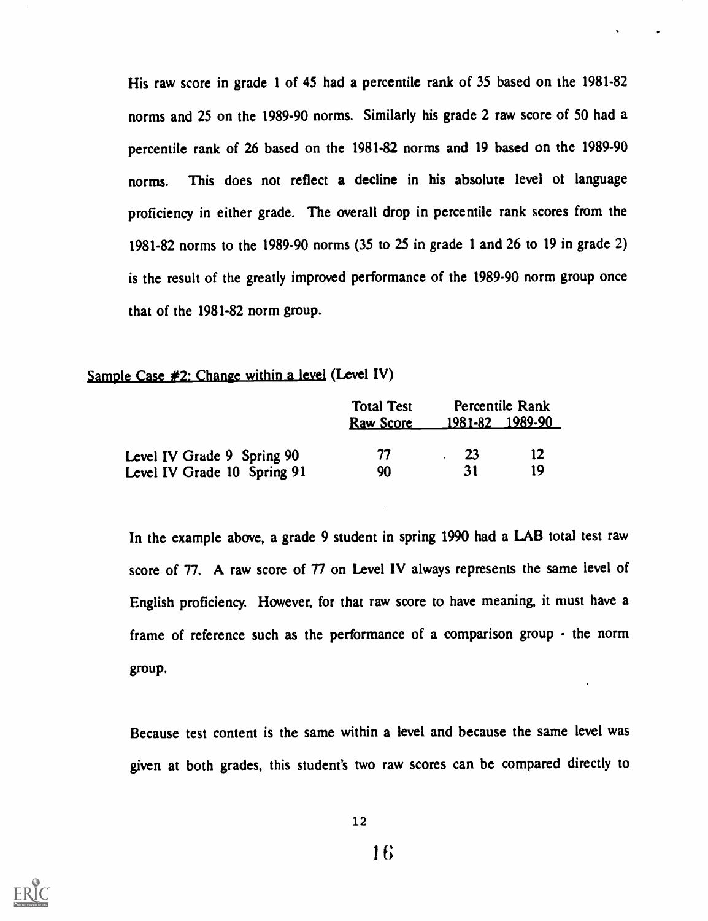His raw score in grade 1 of 45 had a percentile rank of 35 based on the 1981-82 norms and 25 on the 1989-90 norms. Similarly his grade 2 raw score of 50 had a percentile rank of 26 based on the 1981-82 norms and 19 based on the 1989-90 norms. This does not reflect a decline in his absolute level of language proficiency in either grade. The overall drop in percentile rank scores from the 1981-82 norms to the 1989-90 norms (35 to 25 in grade 1 and 26 to 19 in grade 2) is the result of the greatly improved performance of the 1989-90 norm group once that of the 1981-82 norm group.

Sample Case #2: Change within a level (Level IV)

| | Total Test Raw Score | Percentile Rank 1981-82 | Percentile Rank 1989-90 |
|---|---|---|---|
| Level IV Grade 9 Spring 90 | 77 | 23 | 12 |
| Level IV Grade 10 Spring 91 | 90 | 31 | 19 |

In the example above, a grade 9 student in spring 1990 had a LAB total test raw score of 77. A raw score of 77 on Level IV always represents the same level of English proficiency. However, for that raw score to have meaning, it must have a frame of reference such as the performance of a comparison group - the norm group.

Because test content is the same within a level and because the same level was given at both grades, this student's two raw scores can be compared directly to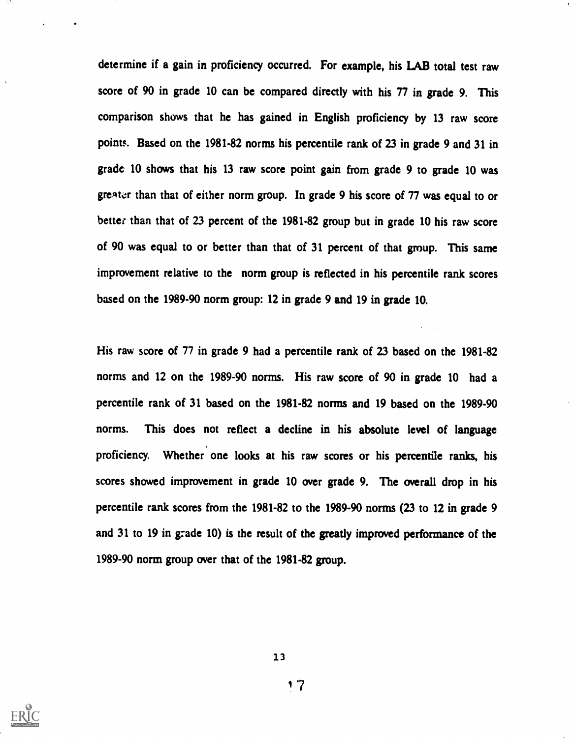determine if a gain in proficiency occurred. For example, his LAB total test raw score of 90 in grade 10 can be compared directly with his 77 in grade 9. This comparison shows that he has gained in English proficiency by 13 raw score points. Based on the 1981-82 norms his percentile rank of 23 in grade 9 and 31 in grade 10 shows that his 13 raw score point gain from grade 9 to grade 10 was greater than that of either norm group. In grade 9 his score of 77 was equal to or better than that of 23 percent of the 1981-82 group but in grade 10 his raw score of 90 was equal to or better than that of 31 percent of that group. This same improvement relative to the norm group is reflected in his percentile rank scores based on the 1989-90 norm group: 12 in grade 9 and 19 in grade 10.

His raw score of 77 in grade 9 had a percentile rank of 23 based on the 1981-82 norms and 12 on the 1989-90 norms. His raw score of 90 in grade 10 had a percentile rank of 31 based on the 1981-82 norms and 19 based on the 1989-90 norms. This does not reflect a decline in his absolute level of language proficiency. Whether one looks at his raw scores or his percentile ranks, his scores showed improvement in grade 10 over grade 9. The overall drop in his percentile rank scores from the 1981-82 to the 1989-90 norms (23 to 12 in grade 9 and 31 to 19 in grade 10) is the result of the greatly improved performance of the 1989-90 norm group over that of the 1981-82 group.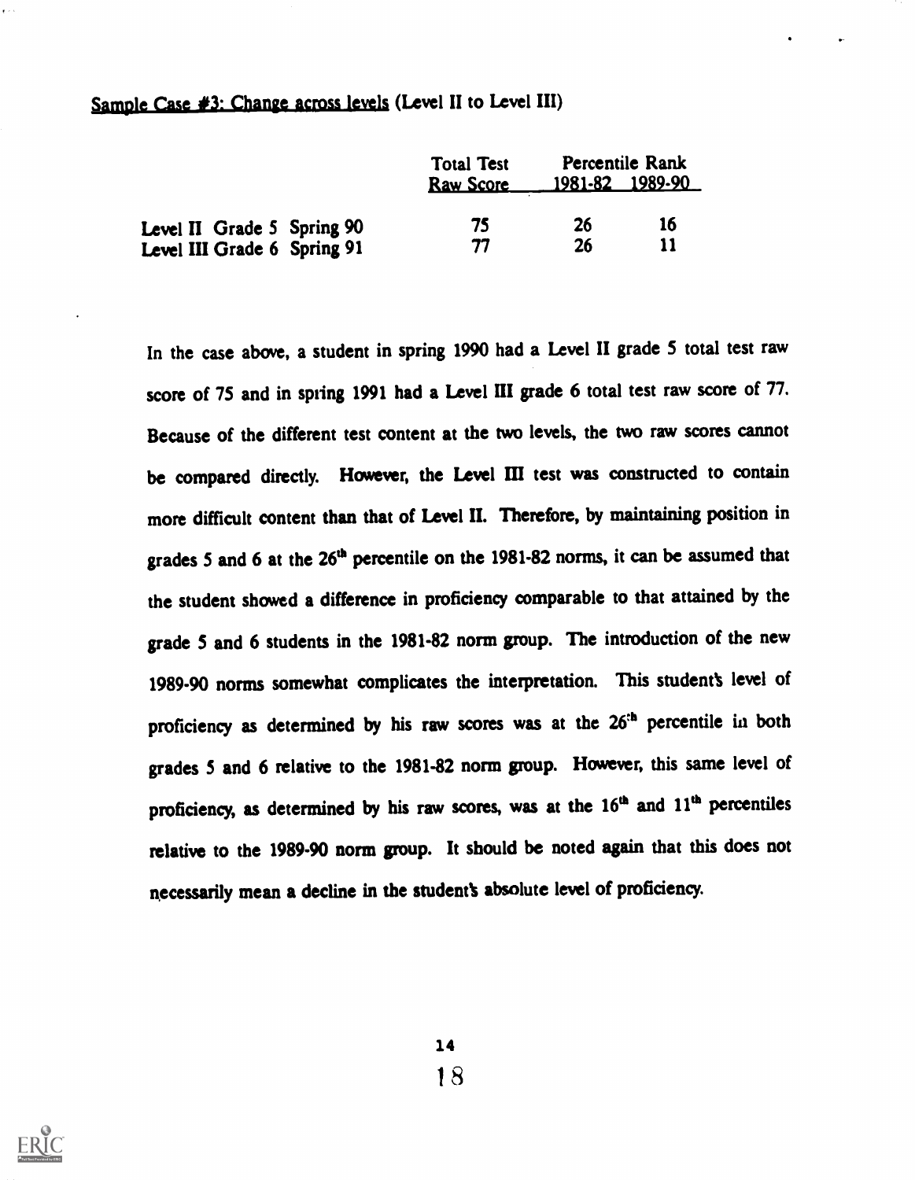Sample Case #3: Change across levels (Level II to Level III)

| | Total Test Raw Score | Percentile Rank 1981-82 | Percentile Rank 1989-90 |
|---|---|---|---|
| Level II Grade 5 Spring 90 | 75 | 26 | 16 |
| Level III Grade 6 Spring 91 | 77 | 26 | 11 |

In the case above, a student in spring 1990 had a Level II grade 5 total test raw score of 75 and in spring 1991 had a Level III grade 6 total test raw score of 77. Because of the different test content at the two levels, the two raw scores cannot be compared directly. However, the Level III test was constructed to contain more difficult content than that of Level II. Therefore, by maintaining position in grades 5 and 6 at the 26th percentile on the 1981-82 norms, it can be assumed that the student showed a difference in proficiency comparable to that attained by the grade 5 and 6 students in the 1981-82 norm group. The introduction of the new 1989-90 norms somewhat complicates the interpretation. This student's level of proficiency as determined by his raw scores was at the 26th percentile in both grades 5 and 6 relative to the 1981-82 norm group. However, this same level of proficiency, as determined by his raw scores, was at the 16th and 11th percentiles relative to the 1989-90 norm group. It should be noted again that this does not necessarily mean a decline in the student's absolute level of proficiency.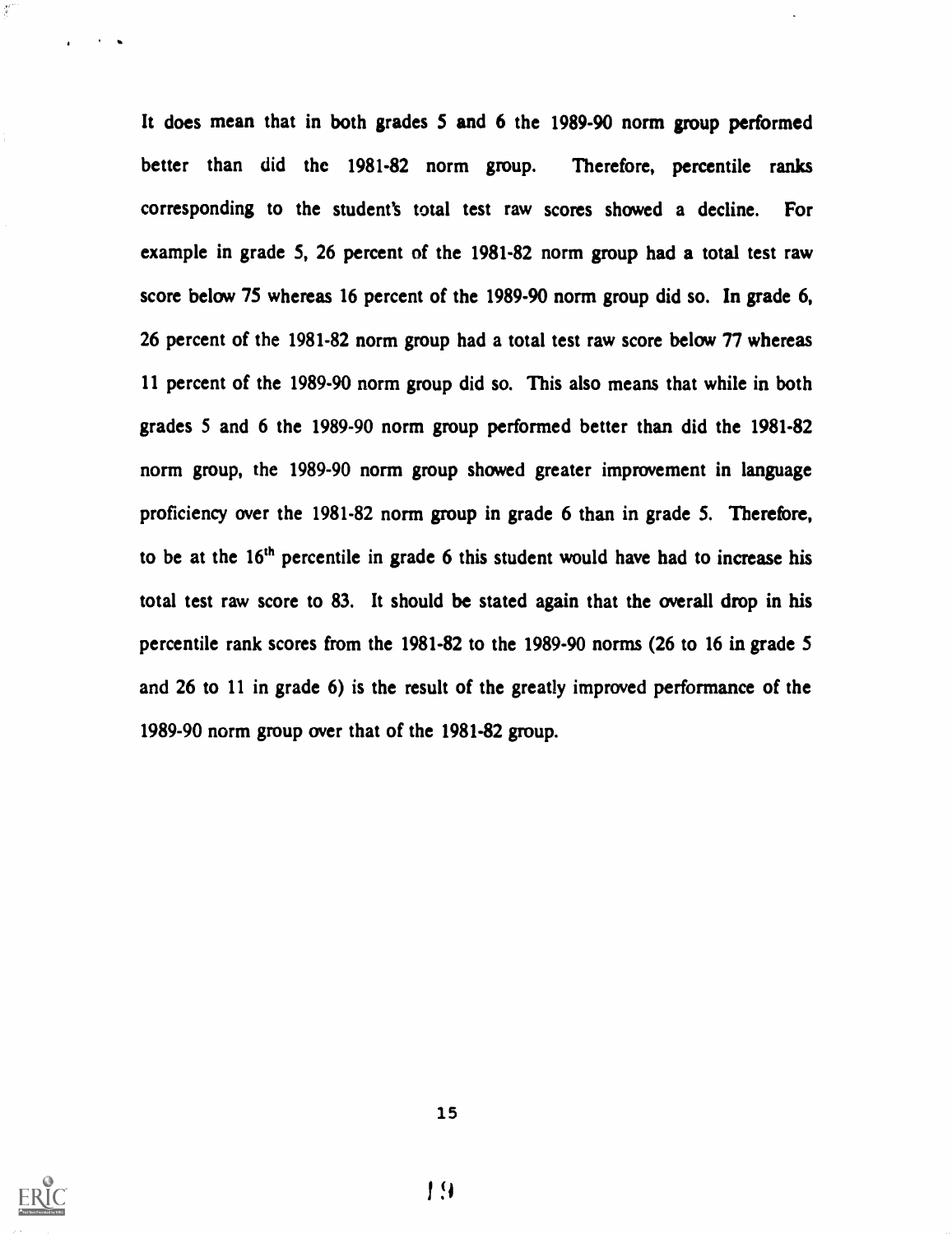It does mean that in both grades 5 and 6 the 1989-90 norm group performed better than did the 1981-82 norm group. Therefore, percentile ranks corresponding to the student's total test raw scores showed a decline. For example in grade 5, 26 percent of the 1981-82 norm group had a total test raw score below 75 whereas 16 percent of the 1989-90 norm group did so. In grade 6, 26 percent of the 1981-82 norm group had a total test raw score below 77 whereas 11 percent of the 1989-90 norm group did so. This also means that while in both grades 5 and 6 the 1989-90 norm group performed better than did the 1981-82 norm group, the 1989-90 norm group showed greater improvement in language proficiency over the 1981-82 norm group in grade 6 than in grade 5. Therefore, to be at the $16^{th}$ percentile in grade 6 this student would have had to increase his total test raw score to 83. It should be stated again that the overall drop in his percentile rank scores from the 1981-82 to the 1989-90 norms (26 to 16 in grade 5 and 26 to 11 in grade 6) is the result of the greatly improved performance of the 1989-90 norm group over that of the 1981-82 group.